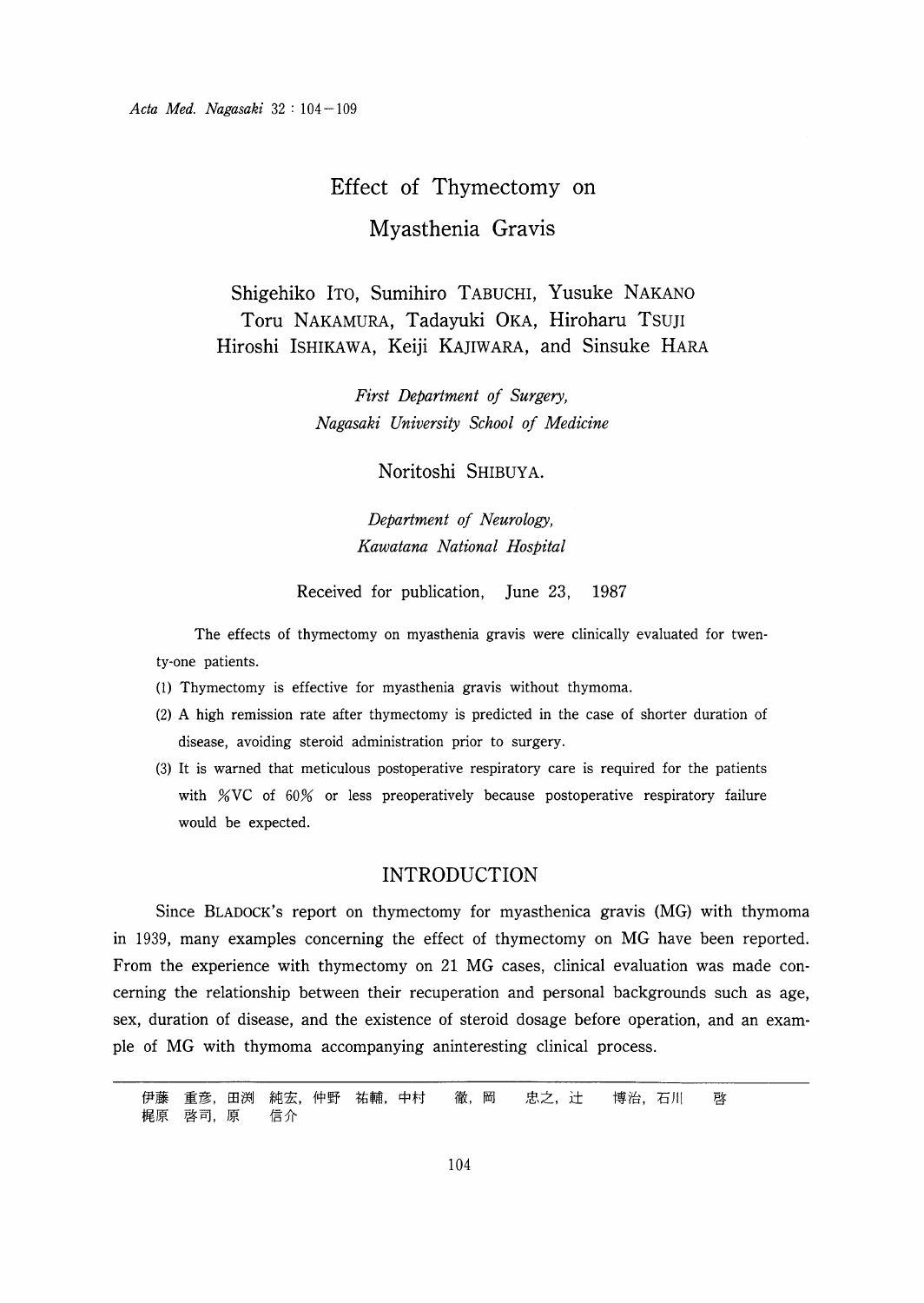# Effect of Thymectomy on Myasthenia Gravis

Shigehiko ITO, Sumihiro TABUCHI, Yusuke NAKANO
Toru NAKAMURA, Tadayuki OKA, Hiroharu TSUJI
Hiroshi ISHIKAWA, Keiji KAJIWARA, and Sinsuke HARA

*First Department of Surgery,*
*Nagasaki University School of Medicine*

Noritoshi SHIBUYA.

*Department of Neurology,*
*Kawatana National Hospital*

Received for publication, June 23, 1987

The effects of thymectomy on myasthenia gravis were clinically evaluated for twenty-one patients.

(1) Thymectomy is effective for myasthenia gravis without thymoma.
(2) A high remission rate after thymectomy is predicted in the case of shorter duration of disease, avoiding steroid administration prior to surgery.
(3) It is warned that meticulous postoperative respiratory care is required for the patients with %VC of 60% or less preoperatively because postoperative respiratory failure would be expected.

## INTRODUCTION

Since BLADOCK's report on thymectomy for myasthenica gravis (MG) with thymoma in 1939, many examples concerning the effect of thymectomy on MG have been reported. From the experience with thymectomy on 21 MG cases, clinical evaluation was made concerning the relationship between their recuperation and personal backgrounds such as age, sex, duration of disease, and the existence of steroid dosage before operation, and an example of MG with thymoma accompanying aninteresting clinical process.

---

伊藤　重彦，田渕　純宏，仲野　祐輔，中村　　徹，岡　　忠之，辻　　博治，石川　　啓
梶原　啓司，原　　信介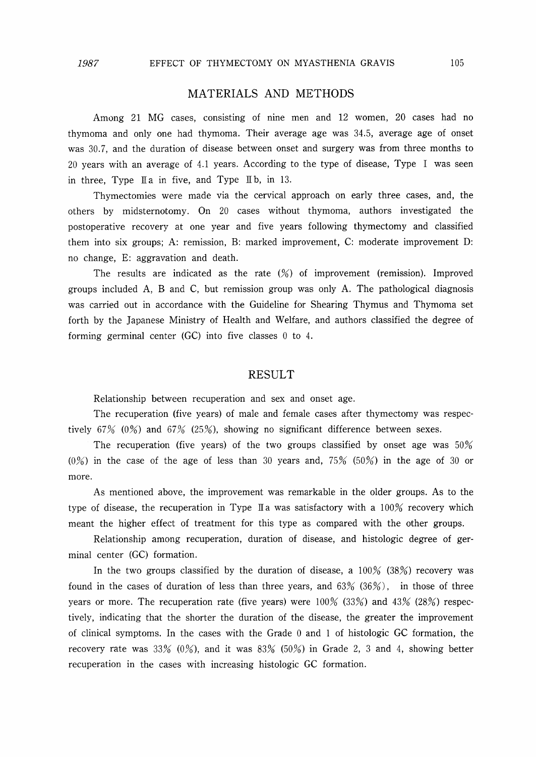## MATERIALS AND METHODS

Among 21 MG cases, consisting of nine men and 12 women, 20 cases had no thymoma and only one had thymoma. Their average age was 34.5, average age of onset was 30.7, and the duration of disease between onset and surgery was from three months to 20 years with an average of 4.1 years. According to the type of disease, Type I was seen in three, Type IIa in five, and Type IIb, in 13.

Thymectomies were made via the cervical approach on early three cases, and, the others by midsternotomy. On 20 cases without thymoma, authors investigated the postoperative recovery at one year and five years following thymectomy and classified them into six groups; A: remission, B: marked improvement, C: moderate improvement D: no change, E: aggravation and death.

The results are indicated as the rate (%) of improvement (remission). Improved groups included A, B and C, but remission group was only A. The pathological diagnosis was carried out in accordance with the Guideline for Shearing Thymus and Thymoma set forth by the Japanese Ministry of Health and Welfare, and authors classified the degree of forming germinal center (GC) into five classes 0 to 4.

## RESULT

Relationship between recuperation and sex and onset age.

The recuperation (five years) of male and female cases after thymectomy was respectively 67% (0%) and 67% (25%), showing no significant difference between sexes.

The recuperation (five years) of the two groups classified by onset age was 50% (0%) in the case of the age of less than 30 years and, 75% (50%) in the age of 30 or more.

As mentioned above, the improvement was remarkable in the older groups. As to the type of disease, the recuperation in Type IIa was satisfactory with a 100% recovery which meant the higher effect of treatment for this type as compared with the other groups.

Relationship among recuperation, duration of disease, and histologic degree of germinal center (GC) formation.

In the two groups classified by the duration of disease, a 100% (38%) recovery was found in the cases of duration of less than three years, and 63% (36%), in those of three years or more. The recuperation rate (five years) were 100% (33%) and 43% (28%) respectively, indicating that the shorter the duration of the disease, the greater the improvement of clinical symptoms. In the cases with the Grade 0 and 1 of histologic GC formation, the recovery rate was 33% (0%), and it was 83% (50%) in Grade 2, 3 and 4, showing better recuperation in the cases with increasing histologic GC formation.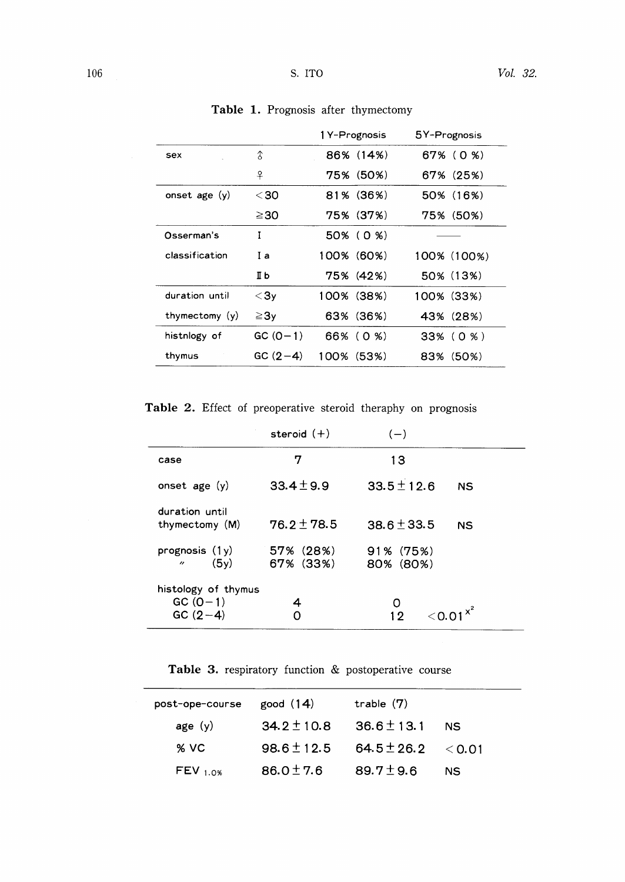**Table 1.** Prognosis after thymectomy

| | | 1Y-Prognosis | 5Y-Prognosis |
|---|---|---|---|
| sex | ♂ | 86% (14%) | 67% (0%) |
| | ♀ | 75% (50%) | 67% (25%) |
| onset age (y) | <30 | 81% (36%) | 50% (16%) |
| | ≧30 | 75% (37%) | 75% (50%) |
| Osserman's | I | 50% (0%) | —— |
| classification | I a | 100% (60%) | 100% (100%) |
| | II b | 75% (42%) | 50% (13%) |
| duration until | <3y | 100% (38%) | 100% (33%) |
| thymectomy (y) | ≧3y | 63% (36%) | 43% (28%) |
| histnlogy of | GC (0−1) | 66% (0%) | 33% (0%) |
| thymus | GC (2−4) | 100% (53%) | 83% (50%) |

**Table 2.** Effect of preoperative steroid theraphy on prognosis

| | steroid (+) | (−) | |
|---|---|---|---|
| case | 7 | 13 | |
| onset age (y) | 33.4±9.9 | 33.5±12.6 | NS |
| duration until thymectomy (M) | 76.2±78.5 | 38.6±33.5 | NS |
| prognosis (1y) | 57% (28%) | 91% (75%) | |
| 〃 (5y) | 67% (33%) | 80% (80%) | |
| histology of thymus | | | |
| GC (0−1) | 4 | 0 | |
| GC (2−4) | 0 | 12 | $<0.01^{x^2}$ |

**Table 3.** respiratory function & postoperative course

| post-ope-course | good (14) | trable (7) | |
|---|---|---|---|
| age (y) | 34.2±10.8 | 36.6±13.1 | NS |
| % VC | 98.6±12.5 | 64.5±26.2 | <0.01 |
| $FEV_{1.0\%}$ | 86.0±7.6 | 89.7±9.6 | NS |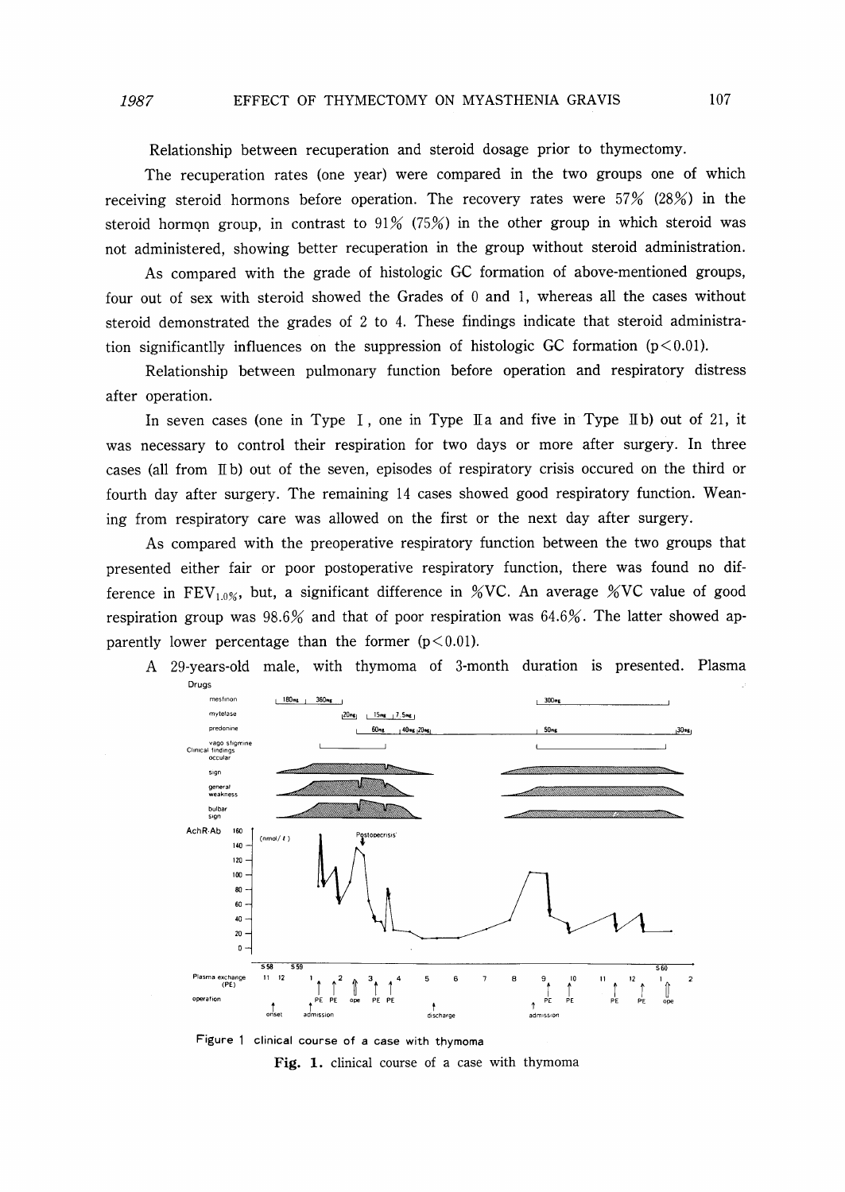Relationship between recuperation and steroid dosage prior to thymectomy.

The recuperation rates (one year) were compared in the two groups one of which receiving steroid hormons before operation. The recovery rates were 57% (28%) in the steroid hormon group, in contrast to 91% (75%) in the other group in which steroid was not administered, showing better recuperation in the group without steroid administration.

As compared with the grade of histologic GC formation of above-mentioned groups, four out of sex with steroid showed the Grades of 0 and 1, whereas all the cases without steroid demonstrated the grades of 2 to 4. These findings indicate that steroid administration significantlly influences on the suppression of histologic GC formation ($p<0.01$).

Relationship between pulmonary function before operation and respiratory distress after operation.

In seven cases (one in Type I, one in Type IIa and five in Type IIb) out of 21, it was necessary to control their respiration for two days or more after surgery. In three cases (all from IIb) out of the seven, episodes of respiratory crisis occured on the third or fourth day after surgery. The remaining 14 cases showed good respiratory function. Weaning from respiratory care was allowed on the first or the next day after surgery.

As compared with the preoperative respiratory function between the two groups that presented either fair or poor postoperative respiratory function, there was found no difference in $FEV_{1.0\%}$, but, a significant difference in %VC. An average %VC value of good respiration group was 98.6% and that of poor respiration was 64.6%. The latter showed apparently lower percentage than the former ($p<0.01$).

A 29-years-old male, with thymoma of 3-month duration is presented. Plasma

Figure 1 clinical course of a case with thymoma

**Fig. 1.** clinical course of a case with thymoma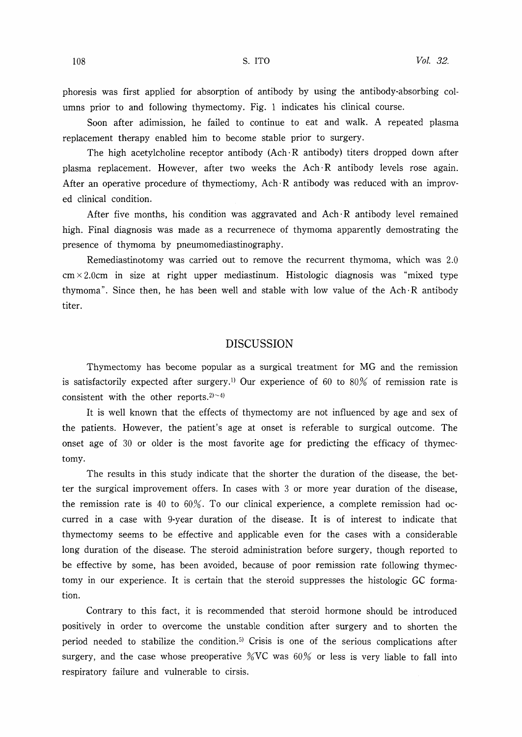phoresis was first applied for absorption of antibody by using the antibody-absorbing columns prior to and following thymectomy. Fig. 1 indicates his clinical course.

Soon after adimission, he failed to continue to eat and walk. A repeated plasma replacement therapy enabled him to become stable prior to surgery.

The high acetylcholine receptor antibody (Ach·R antibody) titers dropped down after plasma replacement. However, after two weeks the Ach·R antibody levels rose again. After an operative procedure of thymectiomy, Ach·R antibody was reduced with an improved clinical condition.

After five months, his condition was aggravated and Ach·R antibody level remained high. Final diagnosis was made as a recurrenece of thymoma apparently demostrating the presence of thymoma by pneumomediastinography.

Remediastinotomy was carried out to remove the recurrent thymoma, which was 2.0 cm × 2.0cm in size at right upper mediastinum. Histologic diagnosis was "mixed type thymoma". Since then, he has been well and stable with low value of the Ach·R antibody titer.

## DISCUSSION

Thymectomy has become popular as a surgical treatment for MG and the remission is satisfactorily expected after surgery.[1] Our experience of 60 to 80% of remission rate is consistent with the other reports.[2)~4]

It is well known that the effects of thymectomy are not influenced by age and sex of the patients. However, the patient's age at onset is referable to surgical outcome. The onset age of 30 or older is the most favorite age for predicting the efficacy of thymectomy.

The results in this study indicate that the shorter the duration of the disease, the better the surgical improvement offers. In cases with 3 or more year duration of the disease, the remission rate is 40 to 60%. To our clinical experience, a complete remission had occurred in a case with 9-year duration of the disease. It is of interest to indicate that thymectomy seems to be effective and applicable even for the cases with a considerable long duration of the disease. The steroid administration before surgery, though reported to be effective by some, has been avoided, because of poor remission rate following thymectomy in our experience. It is certain that the steroid suppresses the histologic GC formation.

Contrary to this fact, it is recommended that steroid hormone should be introduced positively in order to overcome the unstable condition after surgery and to shorten the period needed to stabilize the condition.[5] Crisis is one of the serious complications after surgery, and the case whose preoperative %VC was 60% or less is very liable to fall into respiratory failure and vulnerable to cirsis.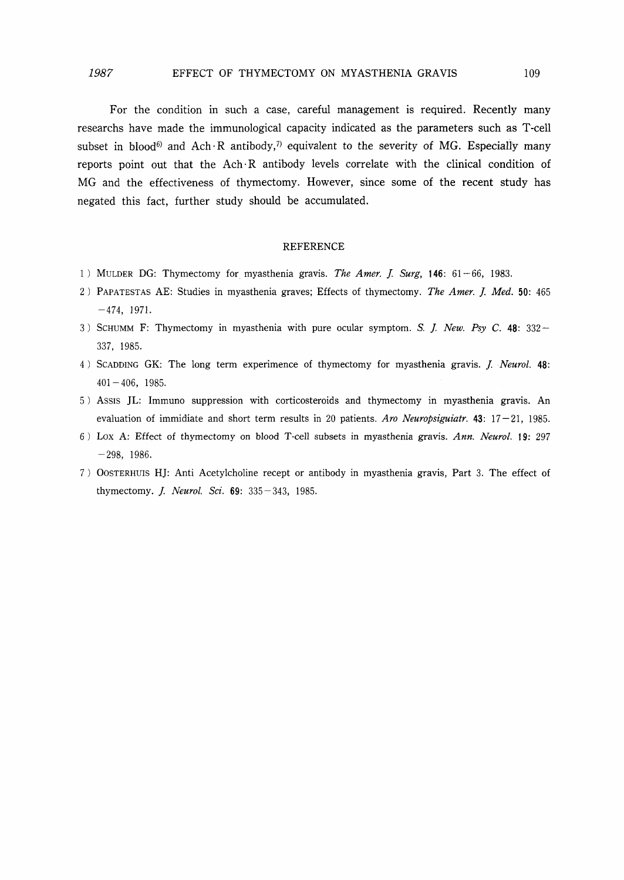For the condition in such a case, careful management is required. Recently many researchs have made the immunological capacity indicated as the parameters such as T-cell subset in blood[6] and Ach·R antibody,[7] equivalent to the severity of MG. Especially many reports point out that the Ach·R antibody levels correlate with the clinical condition of MG and the effectiveness of thymectomy. However, since some of the recent study has negated this fact, further study should be accumulated.

## REFERENCE

1) MULDER DG: Thymectomy for myasthenia gravis. *The Amer. J. Surg,* **146**: 61–66, 1983.
2) PAPATESTAS AE: Studies in myasthenia graves; Effects of thymectomy. *The Amer. J. Med.* **50**: 465–474, 1971.
3) SCHUMM F: Thymectomy in myasthenia with pure ocular symptom. *S. J. New. Psy C.* **48**: 332–337, 1985.
4) SCADDING GK: The long term experimence of thymectomy for myasthenia gravis. *J. Neurol.* **48**: 401–406, 1985.
5) ASSIS JL: Immuno suppression with corticosteroids and thymectomy in myasthenia gravis. An evaluation of immidiate and short term results in 20 patients. *Aro Neuropsiguiatr.* **43**: 17–21, 1985.
6) LOX A: Effect of thymectomy on blood T-cell subsets in myasthenia gravis. *Ann. Neurol.* **19**: 297–298, 1986.
7) OOSTERHUIS HJ: Anti Acetylcholine recept or antibody in myasthenia gravis, Part 3. The effect of thymectomy. *J. Neurol. Sci.* **69**: 335–343, 1985.